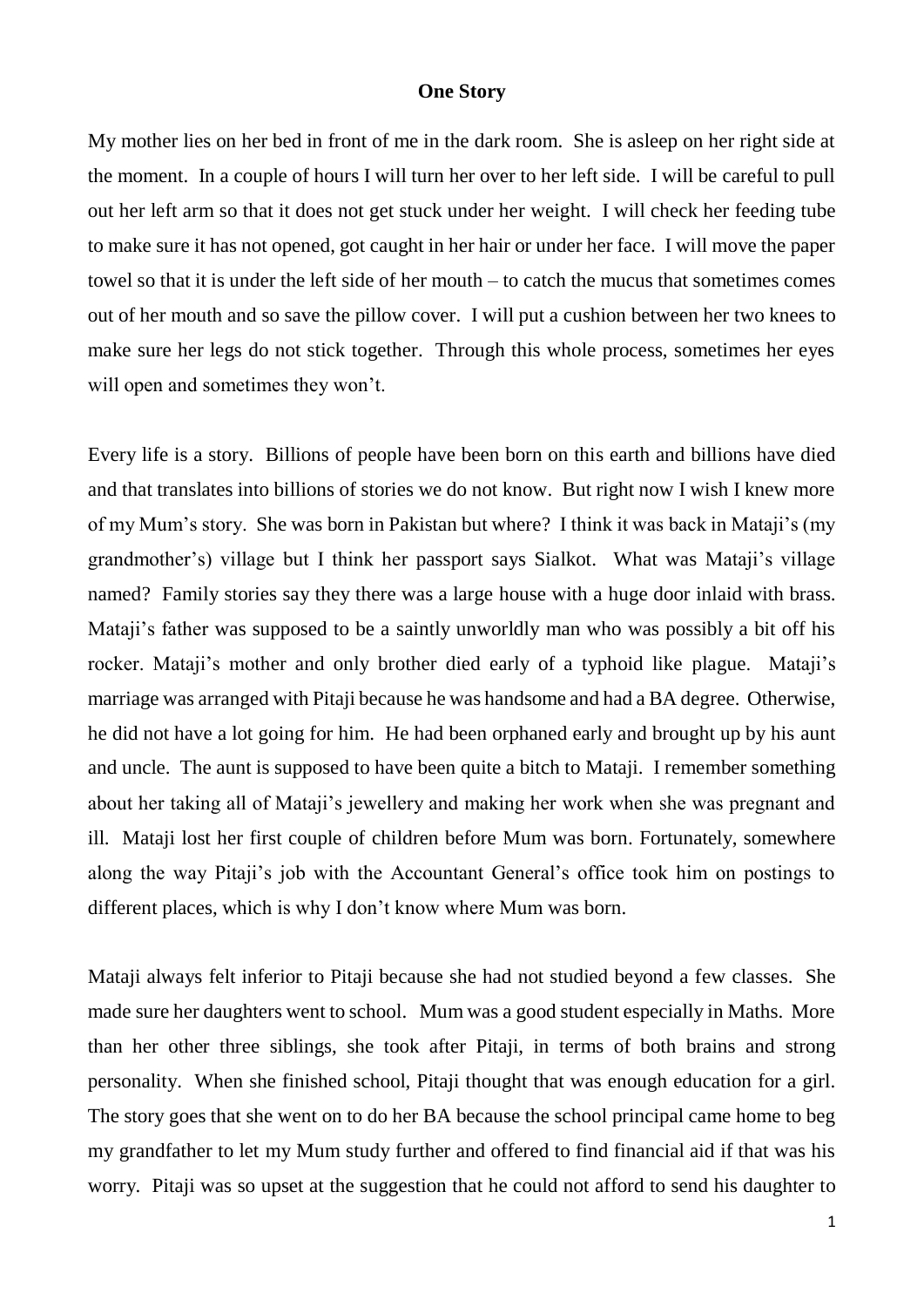# One Story

My mother lies on her bed in front of me in the dark room. She is asleep on her right side at the moment. In a couple of hours I will turn her over to her left side. I will be careful to pull out her left arm so that it does not get stuck under her weight. I will check her feeding tube to make sure it has not opened, got caught in her hair or under her face. I will move the paper towel so that it is under the left side of her mouth – to catch the mucus that sometimes comes out of her mouth and so save the pillow cover. I will put a cushion between her two knees to make sure her legs do not stick together. Through this whole process, sometimes her eyes will open and sometimes they won't.

Every life is a story. Billions of people have been born on this earth and billions have died and that translates into billions of stories we do not know. But right now I wish I knew more of my Mum's story. She was born in Pakistan but where? I think it was back in Mataji's (my grandmother's) village but I think her passport says Sialkot. What was Mataji's village named? Family stories say they there was a large house with a huge door inlaid with brass. Mataji's father was supposed to be a saintly unworldly man who was possibly a bit off his rocker. Mataji's mother and only brother died early of a typhoid like plague. Mataji's marriage was arranged with Pitaji because he was handsome and had a BA degree. Otherwise, he did not have a lot going for him. He had been orphaned early and brought up by his aunt and uncle. The aunt is supposed to have been quite a bitch to Mataji. I remember something about her taking all of Mataji's jewellery and making her work when she was pregnant and ill. Mataji lost her first couple of children before Mum was born. Fortunately, somewhere along the way Pitaji's job with the Accountant General's office took him on postings to different places, which is why I don't know where Mum was born.

Mataji always felt inferior to Pitaji because she had not studied beyond a few classes. She made sure her daughters went to school. Mum was a good student especially in Maths. More than her other three siblings, she took after Pitaji, in terms of both brains and strong personality. When she finished school, Pitaji thought that was enough education for a girl. The story goes that she went on to do her BA because the school principal came home to beg my grandfather to let my Mum study further and offered to find financial aid if that was his worry. Pitaji was so upset at the suggestion that he could not afford to send his daughter to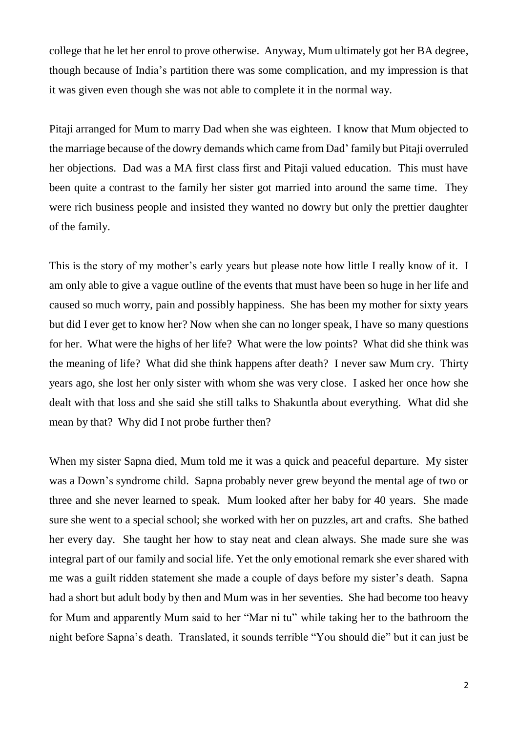college that he let her enrol to prove otherwise. Anyway, Mum ultimately got her BA degree, though because of India's partition there was some complication, and my impression is that it was given even though she was not able to complete it in the normal way.

Pitaji arranged for Mum to marry Dad when she was eighteen. I know that Mum objected to the marriage because of the dowry demands which came from Dad' family but Pitaji overruled her objections. Dad was a MA first class first and Pitaji valued education. This must have been quite a contrast to the family her sister got married into around the same time. They were rich business people and insisted they wanted no dowry but only the prettier daughter of the family.

This is the story of my mother's early years but please note how little I really know of it. I am only able to give a vague outline of the events that must have been so huge in her life and caused so much worry, pain and possibly happiness. She has been my mother for sixty years but did I ever get to know her? Now when she can no longer speak, I have so many questions for her. What were the highs of her life? What were the low points? What did she think was the meaning of life? What did she think happens after death? I never saw Mum cry. Thirty years ago, she lost her only sister with whom she was very close. I asked her once how she dealt with that loss and she said she still talks to Shakuntla about everything. What did she mean by that? Why did I not probe further then?

When my sister Sapna died, Mum told me it was a quick and peaceful departure. My sister was a Down's syndrome child. Sapna probably never grew beyond the mental age of two or three and she never learned to speak. Mum looked after her baby for 40 years. She made sure she went to a special school; she worked with her on puzzles, art and crafts. She bathed her every day. She taught her how to stay neat and clean always. She made sure she was integral part of our family and social life. Yet the only emotional remark she ever shared with me was a guilt ridden statement she made a couple of days before my sister's death. Sapna had a short but adult body by then and Mum was in her seventies. She had become too heavy for Mum and apparently Mum said to her "Mar ni tu" while taking her to the bathroom the night before Sapna's death. Translated, it sounds terrible "You should die" but it can just be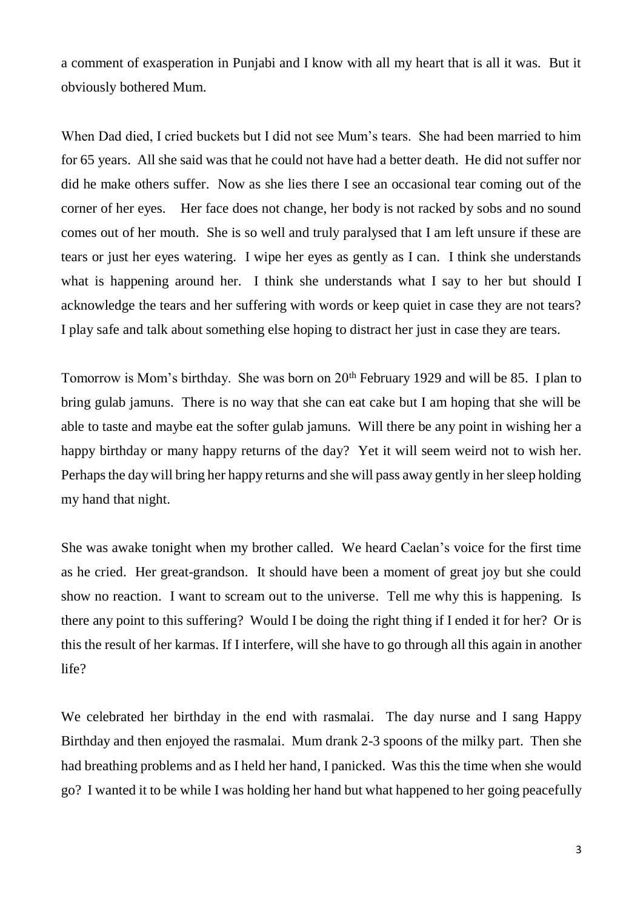a comment of exasperation in Punjabi and I know with all my heart that is all it was. But it obviously bothered Mum.

When Dad died, I cried buckets but I did not see Mum's tears. She had been married to him for 65 years. All she said was that he could not have had a better death. He did not suffer nor did he make others suffer. Now as she lies there I see an occasional tear coming out of the corner of her eyes. Her face does not change, her body is not racked by sobs and no sound comes out of her mouth. She is so well and truly paralysed that I am left unsure if these are tears or just her eyes watering. I wipe her eyes as gently as I can. I think she understands what is happening around her. I think she understands what I say to her but should I acknowledge the tears and her suffering with words or keep quiet in case they are not tears? I play safe and talk about something else hoping to distract her just in case they are tears.

Tomorrow is Mom's birthday. She was born on 20th February 1929 and will be 85. I plan to bring gulab jamuns. There is no way that she can eat cake but I am hoping that she will be able to taste and maybe eat the softer gulab jamuns. Will there be any point in wishing her a happy birthday or many happy returns of the day? Yet it will seem weird not to wish her. Perhaps the day will bring her happy returns and she will pass away gently in her sleep holding my hand that night.

She was awake tonight when my brother called. We heard Caelan's voice for the first time as he cried. Her great-grandson. It should have been a moment of great joy but she could show no reaction. I want to scream out to the universe. Tell me why this is happening. Is there any point to this suffering? Would I be doing the right thing if I ended it for her? Or is this the result of her karmas. If I interfere, will she have to go through all this again in another life?

We celebrated her birthday in the end with rasmalai. The day nurse and I sang Happy Birthday and then enjoyed the rasmalai. Mum drank 2-3 spoons of the milky part. Then she had breathing problems and as I held her hand, I panicked. Was this the time when she would go? I wanted it to be while I was holding her hand but what happened to her going peacefully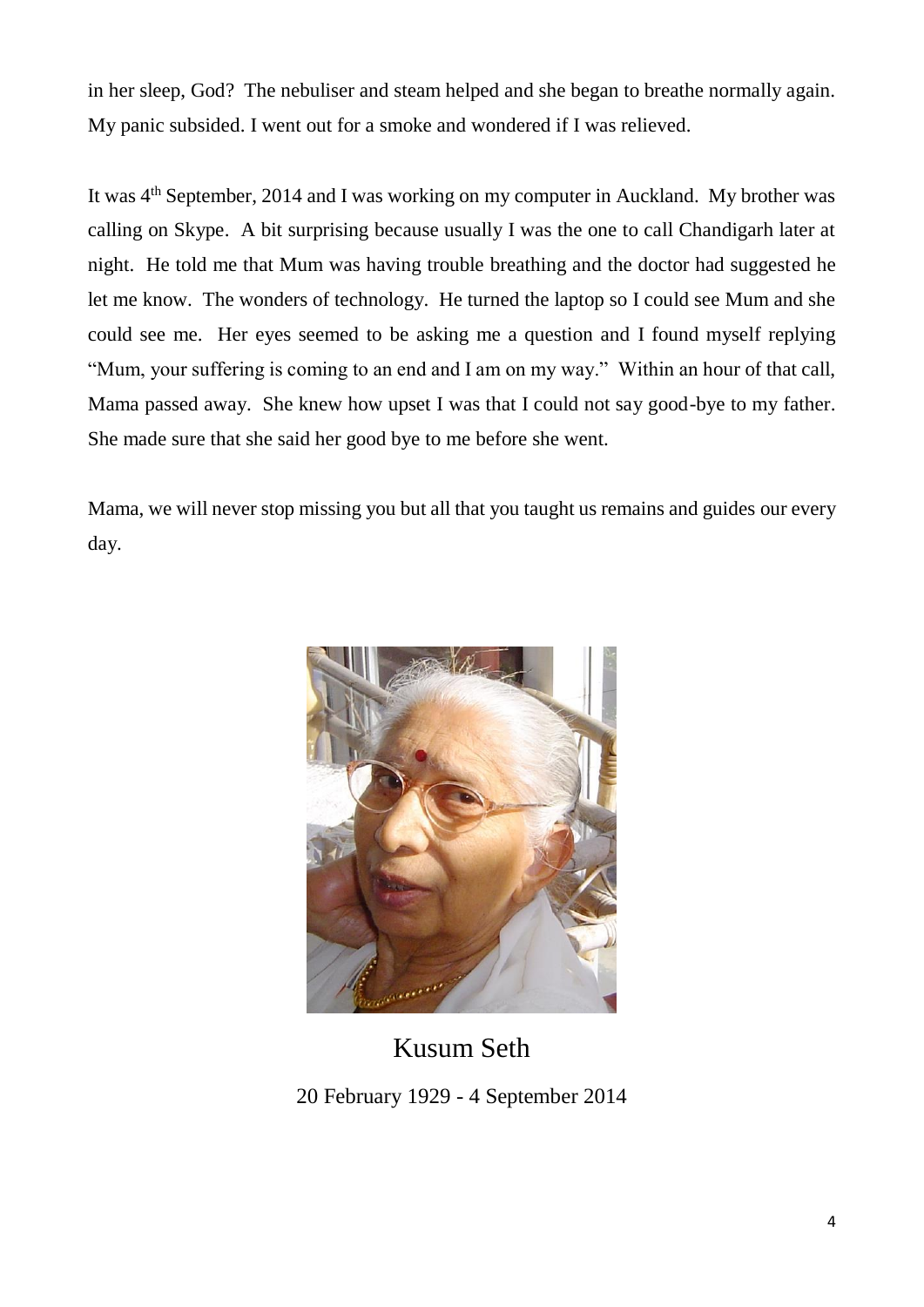in her sleep, God? The nebuliser and steam helped and she began to breathe normally again. My panic subsided. I went out for a smoke and wondered if I was relieved.

It was 4th September, 2014 and I was working on my computer in Auckland. My brother was calling on Skype. A bit surprising because usually I was the one to call Chandigarh later at night. He told me that Mum was having trouble breathing and the doctor had suggested he let me know. The wonders of technology. He turned the laptop so I could see Mum and she could see me. Her eyes seemed to be asking me a question and I found myself replying "Mum, your suffering is coming to an end and I am on my way." Within an hour of that call, Mama passed away. She knew how upset I was that I could not say good-bye to my father. She made sure that she said her good bye to me before she went.

Mama, we will never stop missing you but all that you taught us remains and guides our every day.

Kusum Seth

20 February 1929 - 4 September 2014